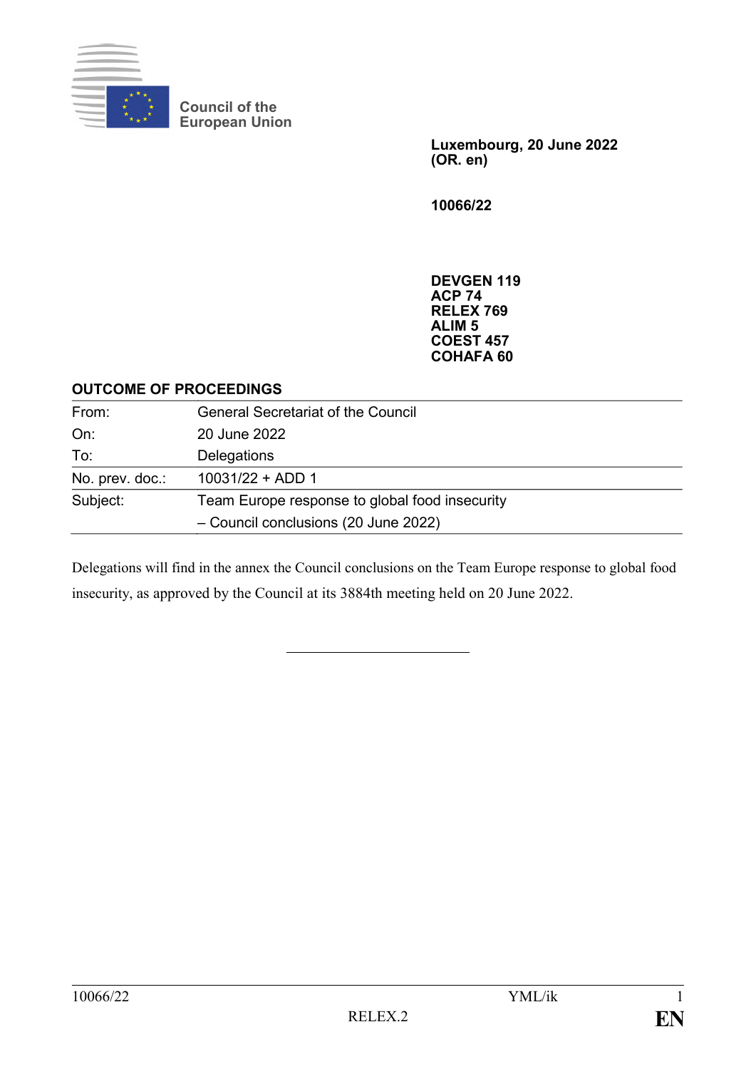Council of the European Union

**Luxembourg, 20 June 2022**
**(OR. en)**

**10066/22**

**DEVGEN 119**
**ACP 74**
**RELEX 769**
**ALIM 5**
**COEST 457**
**COHAFA 60**

**OUTCOME OF PROCEEDINGS**

| | |
|---|---|
| From: | General Secretariat of the Council |
| On: | 20 June 2022 |
| To: | Delegations |
| No. prev. doc.: | 10031/22 + ADD 1 |
| Subject: | Team Europe response to global food insecurity<br>– Council conclusions (20 June 2022) |

Delegations will find in the annex the Council conclusions on the Team Europe response to global food insecurity, as approved by the Council at its 3884th meeting held on 20 June 2022.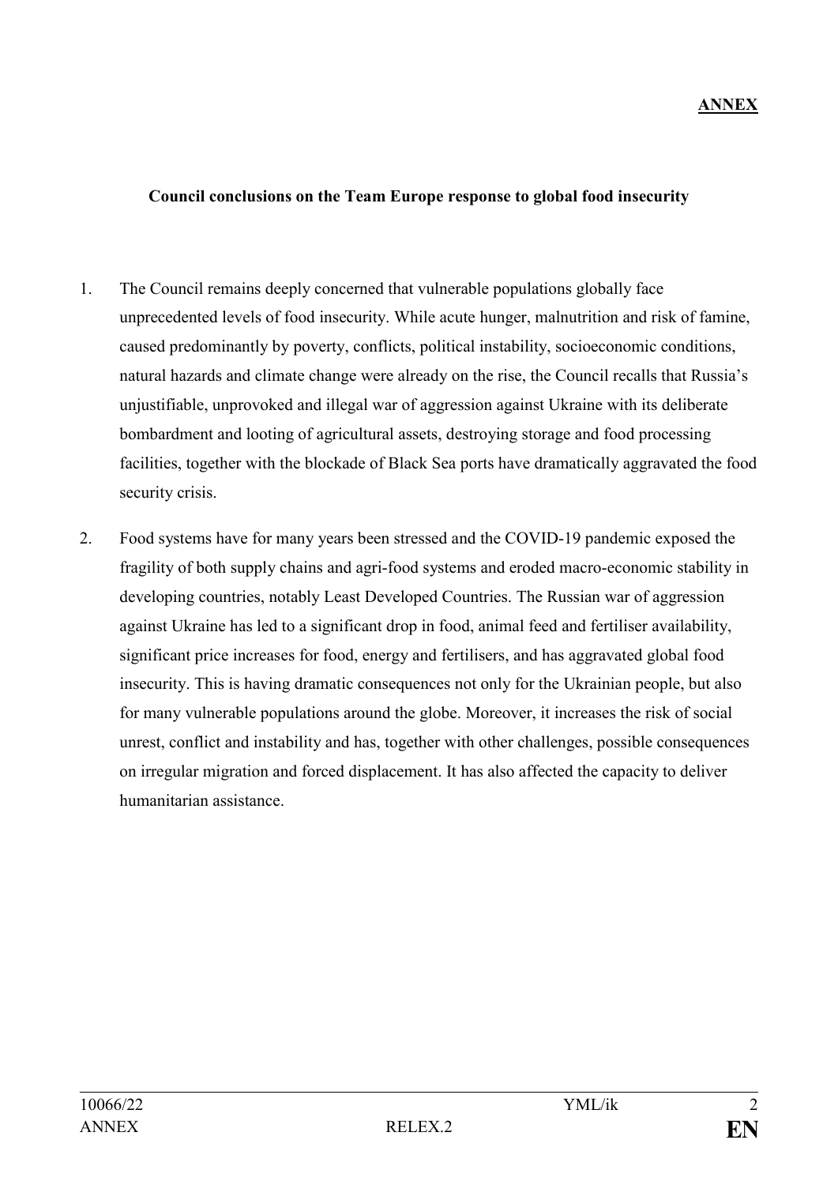**ANNEX**

**Council conclusions on the Team Europe response to global food insecurity**

1. The Council remains deeply concerned that vulnerable populations globally face unprecedented levels of food insecurity. While acute hunger, malnutrition and risk of famine, caused predominantly by poverty, conflicts, political instability, socioeconomic conditions, natural hazards and climate change were already on the rise, the Council recalls that Russia's unjustifiable, unprovoked and illegal war of aggression against Ukraine with its deliberate bombardment and looting of agricultural assets, destroying storage and food processing facilities, together with the blockade of Black Sea ports have dramatically aggravated the food security crisis.

2. Food systems have for many years been stressed and the COVID-19 pandemic exposed the fragility of both supply chains and agri-food systems and eroded macro-economic stability in developing countries, notably Least Developed Countries. The Russian war of aggression against Ukraine has led to a significant drop in food, animal feed and fertiliser availability, significant price increases for food, energy and fertilisers, and has aggravated global food insecurity. This is having dramatic consequences not only for the Ukrainian people, but also for many vulnerable populations around the globe. Moreover, it increases the risk of social unrest, conflict and instability and has, together with other challenges, possible consequences on irregular migration and forced displacement. It has also affected the capacity to deliver humanitarian assistance.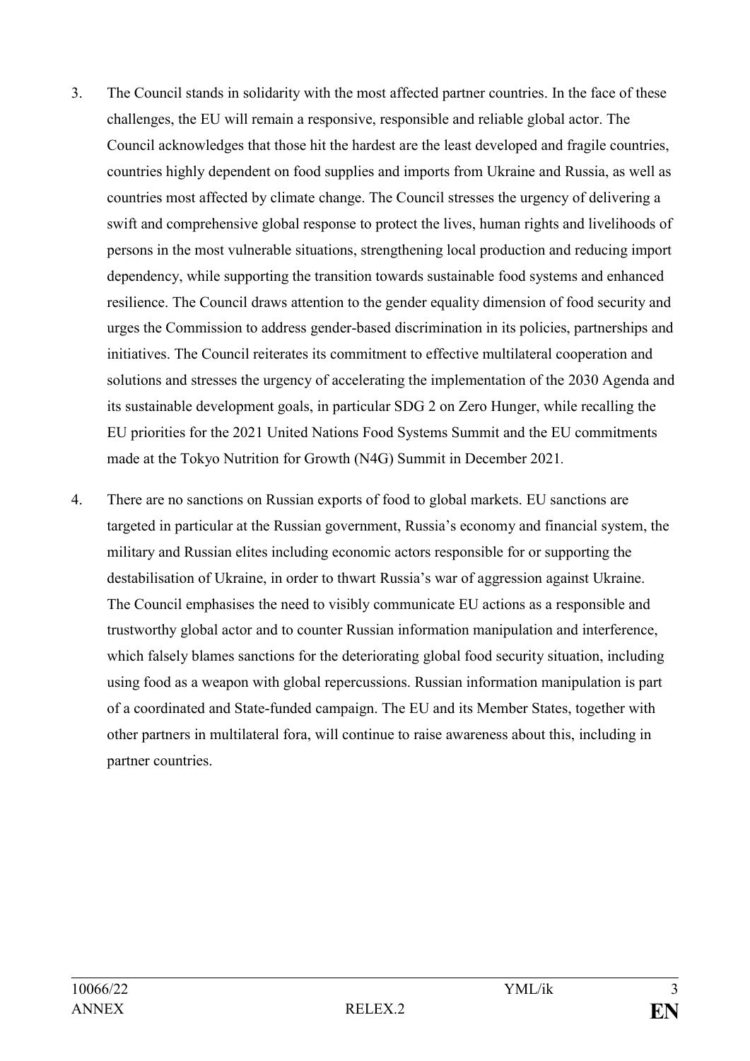3. The Council stands in solidarity with the most affected partner countries. In the face of these challenges, the EU will remain a responsive, responsible and reliable global actor. The Council acknowledges that those hit the hardest are the least developed and fragile countries, countries highly dependent on food supplies and imports from Ukraine and Russia, as well as countries most affected by climate change. The Council stresses the urgency of delivering a swift and comprehensive global response to protect the lives, human rights and livelihoods of persons in the most vulnerable situations, strengthening local production and reducing import dependency, while supporting the transition towards sustainable food systems and enhanced resilience. The Council draws attention to the gender equality dimension of food security and urges the Commission to address gender-based discrimination in its policies, partnerships and initiatives. The Council reiterates its commitment to effective multilateral cooperation and solutions and stresses the urgency of accelerating the implementation of the 2030 Agenda and its sustainable development goals, in particular SDG 2 on Zero Hunger, while recalling the EU priorities for the 2021 United Nations Food Systems Summit and the EU commitments made at the Tokyo Nutrition for Growth (N4G) Summit in December 2021.

4. There are no sanctions on Russian exports of food to global markets. EU sanctions are targeted in particular at the Russian government, Russia's economy and financial system, the military and Russian elites including economic actors responsible for or supporting the destabilisation of Ukraine, in order to thwart Russia's war of aggression against Ukraine. The Council emphasises the need to visibly communicate EU actions as a responsible and trustworthy global actor and to counter Russian information manipulation and interference, which falsely blames sanctions for the deteriorating global food security situation, including using food as a weapon with global repercussions. Russian information manipulation is part of a coordinated and State-funded campaign. The EU and its Member States, together with other partners in multilateral fora, will continue to raise awareness about this, including in partner countries.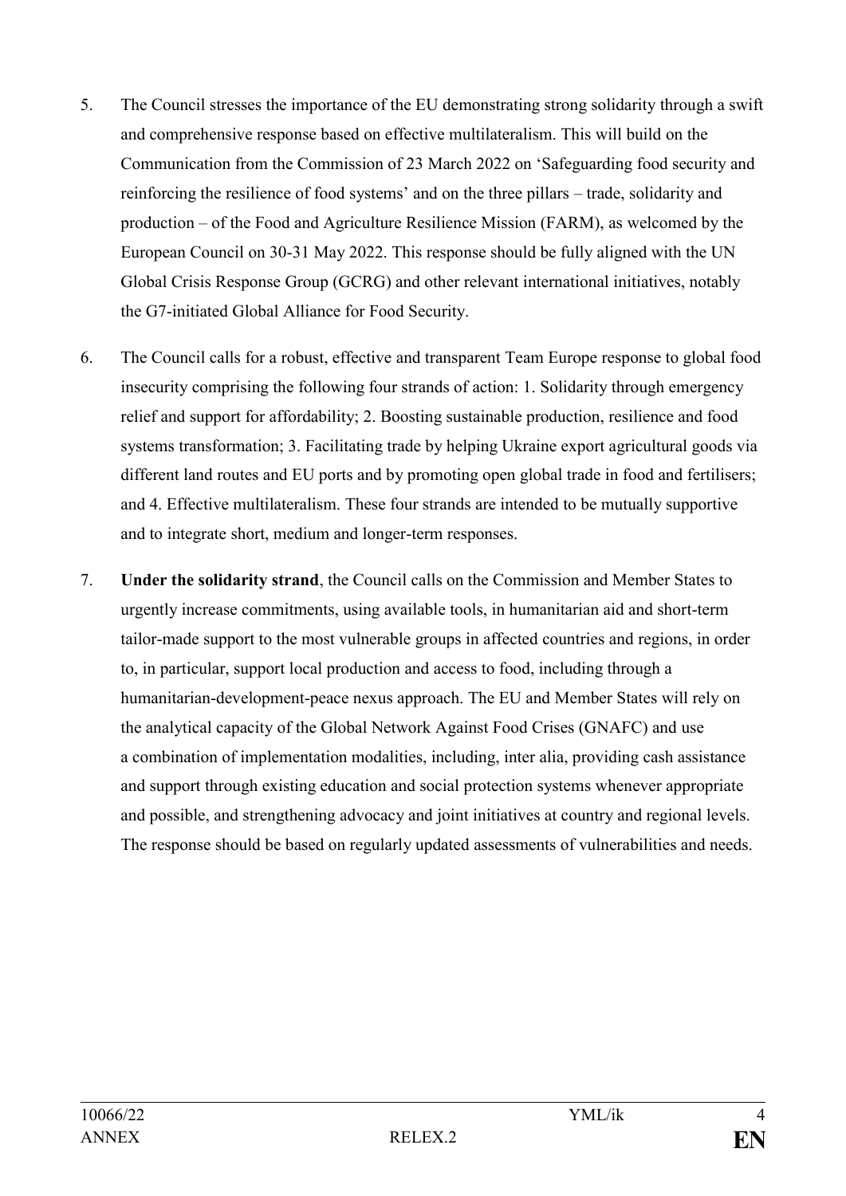5. The Council stresses the importance of the EU demonstrating strong solidarity through a swift and comprehensive response based on effective multilateralism. This will build on the Communication from the Commission of 23 March 2022 on 'Safeguarding food security and reinforcing the resilience of food systems' and on the three pillars – trade, solidarity and production – of the Food and Agriculture Resilience Mission (FARM), as welcomed by the European Council on 30-31 May 2022. This response should be fully aligned with the UN Global Crisis Response Group (GCRG) and other relevant international initiatives, notably the G7-initiated Global Alliance for Food Security.

6. The Council calls for a robust, effective and transparent Team Europe response to global food insecurity comprising the following four strands of action: 1. Solidarity through emergency relief and support for affordability; 2. Boosting sustainable production, resilience and food systems transformation; 3. Facilitating trade by helping Ukraine export agricultural goods via different land routes and EU ports and by promoting open global trade in food and fertilisers; and 4. Effective multilateralism. These four strands are intended to be mutually supportive and to integrate short, medium and longer-term responses.

7. **Under the solidarity strand**, the Council calls on the Commission and Member States to urgently increase commitments, using available tools, in humanitarian aid and short-term tailor-made support to the most vulnerable groups in affected countries and regions, in order to, in particular, support local production and access to food, including through a humanitarian-development-peace nexus approach. The EU and Member States will rely on the analytical capacity of the Global Network Against Food Crises (GNAFC) and use a combination of implementation modalities, including, inter alia, providing cash assistance and support through existing education and social protection systems whenever appropriate and possible, and strengthening advocacy and joint initiatives at country and regional levels. The response should be based on regularly updated assessments of vulnerabilities and needs.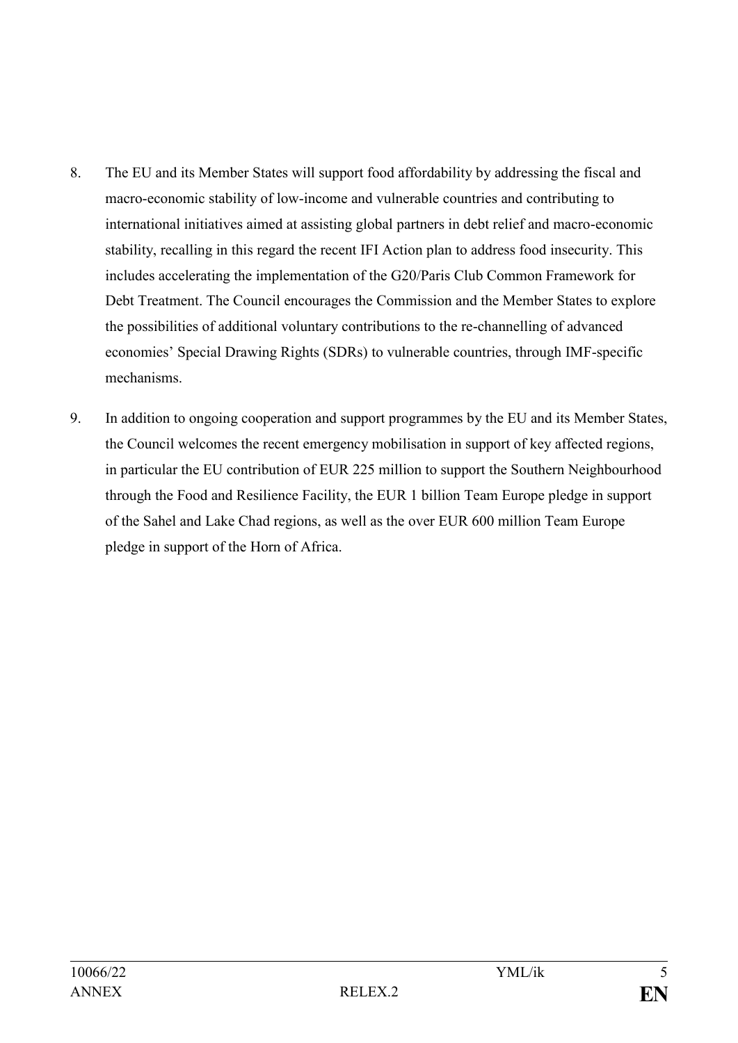8. The EU and its Member States will support food affordability by addressing the fiscal and macro-economic stability of low-income and vulnerable countries and contributing to international initiatives aimed at assisting global partners in debt relief and macro-economic stability, recalling in this regard the recent IFI Action plan to address food insecurity. This includes accelerating the implementation of the G20/Paris Club Common Framework for Debt Treatment. The Council encourages the Commission and the Member States to explore the possibilities of additional voluntary contributions to the re-channelling of advanced economies' Special Drawing Rights (SDRs) to vulnerable countries, through IMF-specific mechanisms.

9. In addition to ongoing cooperation and support programmes by the EU and its Member States, the Council welcomes the recent emergency mobilisation in support of key affected regions, in particular the EU contribution of EUR 225 million to support the Southern Neighbourhood through the Food and Resilience Facility, the EUR 1 billion Team Europe pledge in support of the Sahel and Lake Chad regions, as well as the over EUR 600 million Team Europe pledge in support of the Horn of Africa.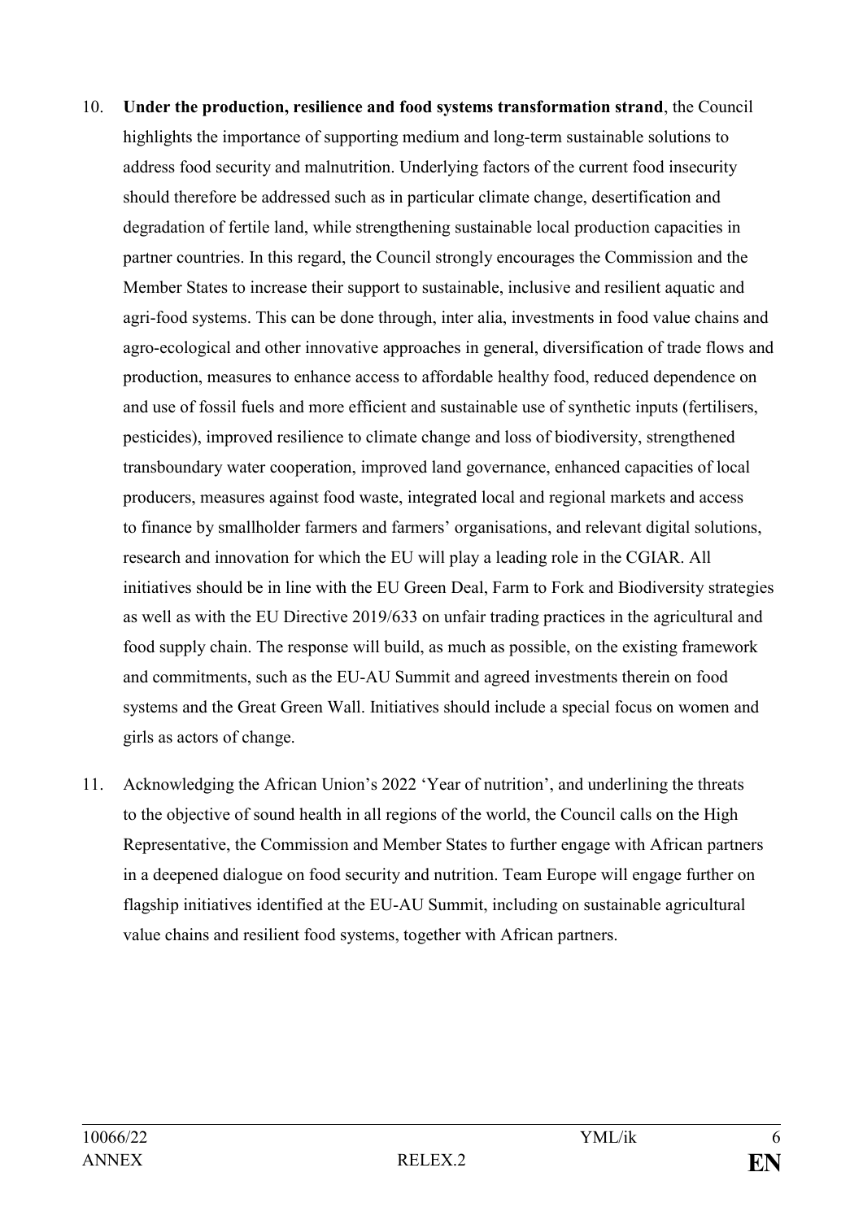10. **Under the production, resilience and food systems transformation strand**, the Council highlights the importance of supporting medium and long-term sustainable solutions to address food security and malnutrition. Underlying factors of the current food insecurity should therefore be addressed such as in particular climate change, desertification and degradation of fertile land, while strengthening sustainable local production capacities in partner countries. In this regard, the Council strongly encourages the Commission and the Member States to increase their support to sustainable, inclusive and resilient aquatic and agri-food systems. This can be done through, inter alia, investments in food value chains and agro-ecological and other innovative approaches in general, diversification of trade flows and production, measures to enhance access to affordable healthy food, reduced dependence on and use of fossil fuels and more efficient and sustainable use of synthetic inputs (fertilisers, pesticides), improved resilience to climate change and loss of biodiversity, strengthened transboundary water cooperation, improved land governance, enhanced capacities of local producers, measures against food waste, integrated local and regional markets and access to finance by smallholder farmers and farmers' organisations, and relevant digital solutions, research and innovation for which the EU will play a leading role in the CGIAR. All initiatives should be in line with the EU Green Deal, Farm to Fork and Biodiversity strategies as well as with the EU Directive 2019/633 on unfair trading practices in the agricultural and food supply chain. The response will build, as much as possible, on the existing framework and commitments, such as the EU-AU Summit and agreed investments therein on food systems and the Great Green Wall. Initiatives should include a special focus on women and girls as actors of change.

11. Acknowledging the African Union's 2022 'Year of nutrition', and underlining the threats to the objective of sound health in all regions of the world, the Council calls on the High Representative, the Commission and Member States to further engage with African partners in a deepened dialogue on food security and nutrition. Team Europe will engage further on flagship initiatives identified at the EU-AU Summit, including on sustainable agricultural value chains and resilient food systems, together with African partners.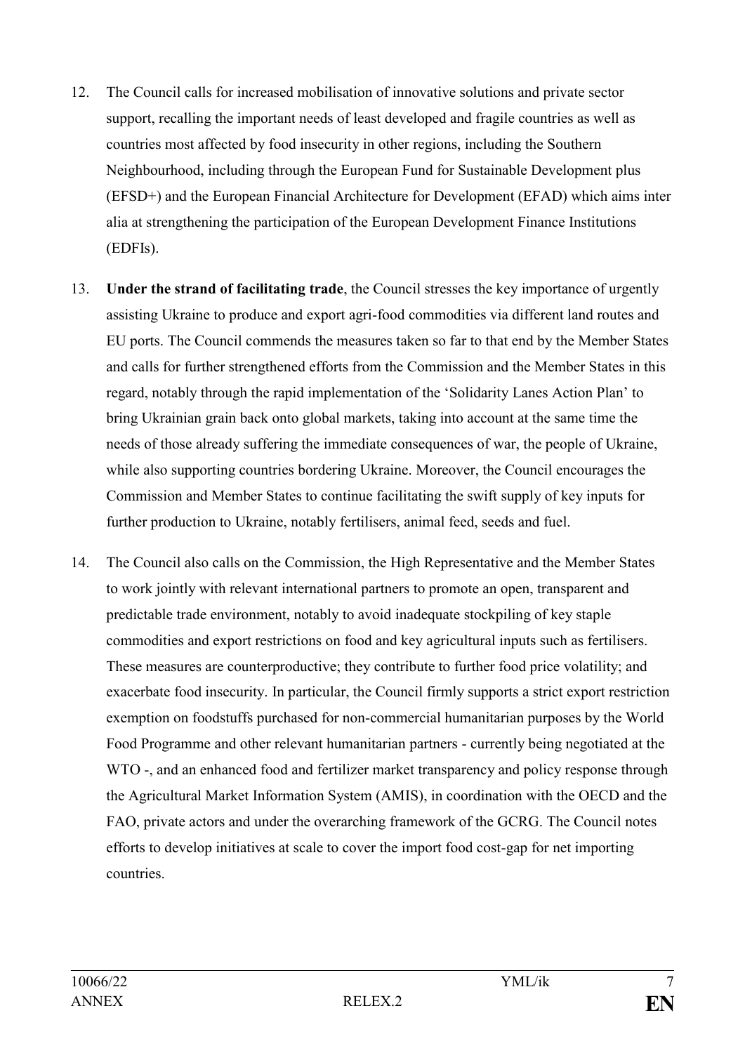12. The Council calls for increased mobilisation of innovative solutions and private sector support, recalling the important needs of least developed and fragile countries as well as countries most affected by food insecurity in other regions, including the Southern Neighbourhood, including through the European Fund for Sustainable Development plus (EFSD+) and the European Financial Architecture for Development (EFAD) which aims inter alia at strengthening the participation of the European Development Finance Institutions (EDFIs).

13. **Under the strand of facilitating trade**, the Council stresses the key importance of urgently assisting Ukraine to produce and export agri-food commodities via different land routes and EU ports. The Council commends the measures taken so far to that end by the Member States and calls for further strengthened efforts from the Commission and the Member States in this regard, notably through the rapid implementation of the 'Solidarity Lanes Action Plan' to bring Ukrainian grain back onto global markets, taking into account at the same time the needs of those already suffering the immediate consequences of war, the people of Ukraine, while also supporting countries bordering Ukraine. Moreover, the Council encourages the Commission and Member States to continue facilitating the swift supply of key inputs for further production to Ukraine, notably fertilisers, animal feed, seeds and fuel.

14. The Council also calls on the Commission, the High Representative and the Member States to work jointly with relevant international partners to promote an open, transparent and predictable trade environment, notably to avoid inadequate stockpiling of key staple commodities and export restrictions on food and key agricultural inputs such as fertilisers. These measures are counterproductive; they contribute to further food price volatility; and exacerbate food insecurity. In particular, the Council firmly supports a strict export restriction exemption on foodstuffs purchased for non-commercial humanitarian purposes by the World Food Programme and other relevant humanitarian partners - currently being negotiated at the WTO -, and an enhanced food and fertilizer market transparency and policy response through the Agricultural Market Information System (AMIS), in coordination with the OECD and the FAO, private actors and under the overarching framework of the GCRG. The Council notes efforts to develop initiatives at scale to cover the import food cost-gap for net importing countries.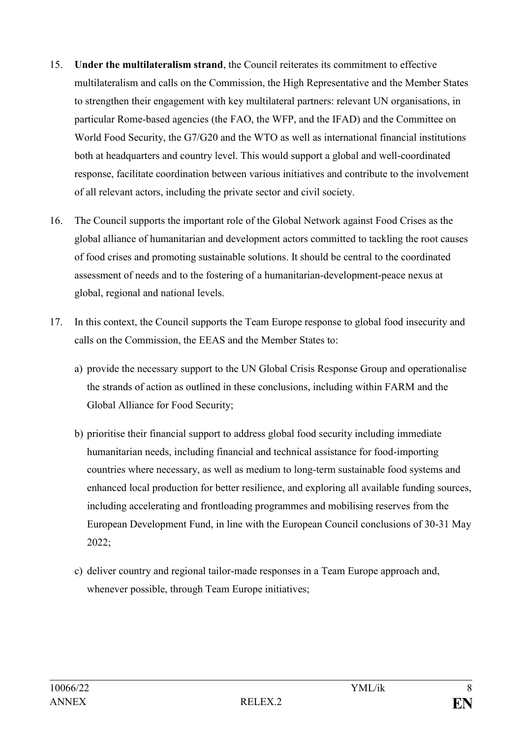15. **Under the multilateralism strand**, the Council reiterates its commitment to effective multilateralism and calls on the Commission, the High Representative and the Member States to strengthen their engagement with key multilateral partners: relevant UN organisations, in particular Rome-based agencies (the FAO, the WFP, and the IFAD) and the Committee on World Food Security, the G7/G20 and the WTO as well as international financial institutions both at headquarters and country level. This would support a global and well-coordinated response, facilitate coordination between various initiatives and contribute to the involvement of all relevant actors, including the private sector and civil society.

16. The Council supports the important role of the Global Network against Food Crises as the global alliance of humanitarian and development actors committed to tackling the root causes of food crises and promoting sustainable solutions. It should be central to the coordinated assessment of needs and to the fostering of a humanitarian-development-peace nexus at global, regional and national levels.

17. In this context, the Council supports the Team Europe response to global food insecurity and calls on the Commission, the EEAS and the Member States to:

    a) provide the necessary support to the UN Global Crisis Response Group and operationalise the strands of action as outlined in these conclusions, including within FARM and the Global Alliance for Food Security;

    b) prioritise their financial support to address global food security including immediate humanitarian needs, including financial and technical assistance for food-importing countries where necessary, as well as medium to long-term sustainable food systems and enhanced local production for better resilience, and exploring all available funding sources, including accelerating and frontloading programmes and mobilising reserves from the European Development Fund, in line with the European Council conclusions of 30-31 May 2022;

    c) deliver country and regional tailor-made responses in a Team Europe approach and, whenever possible, through Team Europe initiatives;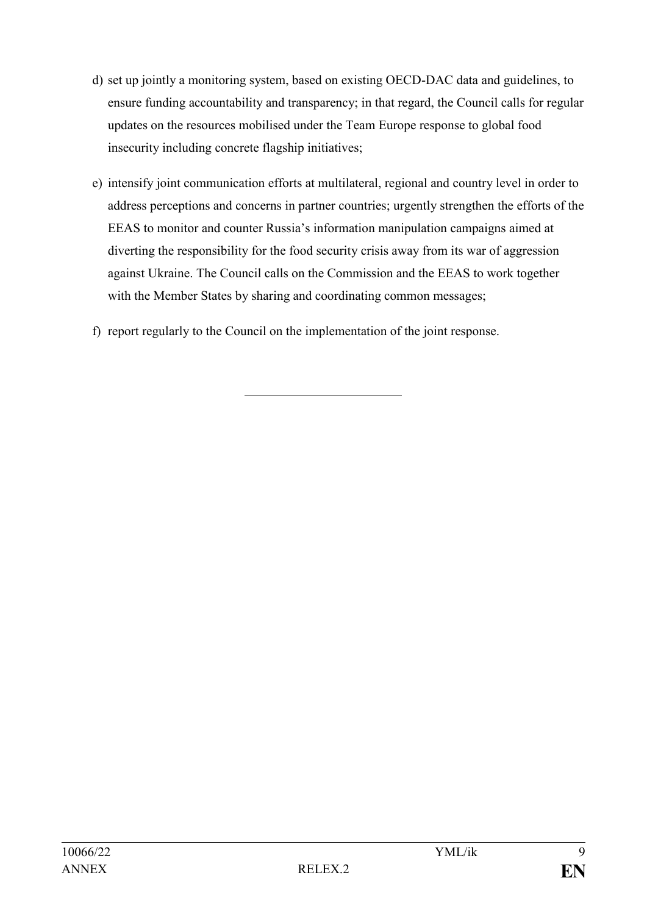d) set up jointly a monitoring system, based on existing OECD-DAC data and guidelines, to ensure funding accountability and transparency; in that regard, the Council calls for regular updates on the resources mobilised under the Team Europe response to global food insecurity including concrete flagship initiatives;

e) intensify joint communication efforts at multilateral, regional and country level in order to address perceptions and concerns in partner countries; urgently strengthen the efforts of the EEAS to monitor and counter Russia's information manipulation campaigns aimed at diverting the responsibility for the food security crisis away from its war of aggression against Ukraine. The Council calls on the Commission and the EEAS to work together with the Member States by sharing and coordinating common messages;

f) report regularly to the Council on the implementation of the joint response.